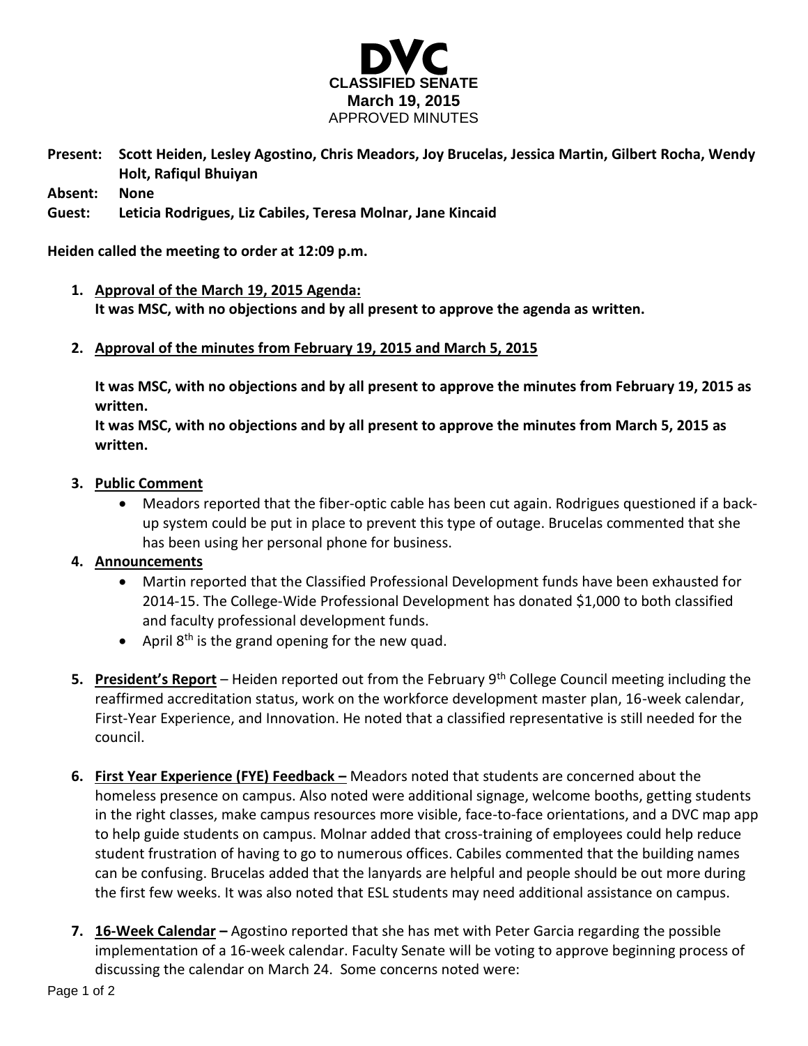# DVC

**CLASSIFIED SENATE**
**March 19, 2015**
APPROVED MINUTES

**Present:** **Scott Heiden, Lesley Agostino, Chris Meadors, Joy Brucelas, Jessica Martin, Gilbert Rocha, Wendy Holt, Rafiqul Bhuiyan**
**Absent:** **None**
**Guest:** **Leticia Rodrigues, Liz Cabiles, Teresa Molnar, Jane Kincaid**

**Heiden called the meeting to order at 12:09 p.m.**

1. **Approval of the March 19, 2015 Agenda:**
   **It was MSC, with no objections and by all present to approve the agenda as written.**

2. **Approval of the minutes from February 19, 2015 and March 5, 2015**

   **It was MSC, with no objections and by all present to approve the minutes from February 19, 2015 as written.**
   **It was MSC, with no objections and by all present to approve the minutes from March 5, 2015 as written.**

3. **Public Comment**
   - Meadors reported that the fiber-optic cable has been cut again. Rodrigues questioned if a back-up system could be put in place to prevent this type of outage. Brucelas commented that she has been using her personal phone for business.

4. **Announcements**
   - Martin reported that the Classified Professional Development funds have been exhausted for 2014-15. The College-Wide Professional Development has donated $1,000 to both classified and faculty professional development funds.
   - April 8th is the grand opening for the new quad.

5. **President's Report** – Heiden reported out from the February 9th College Council meeting including the reaffirmed accreditation status, work on the workforce development master plan, 16-week calendar, First-Year Experience, and Innovation. He noted that a classified representative is still needed for the council.

6. **First Year Experience (FYE) Feedback –** Meadors noted that students are concerned about the homeless presence on campus. Also noted were additional signage, welcome booths, getting students in the right classes, make campus resources more visible, face-to-face orientations, and a DVC map app to help guide students on campus. Molnar added that cross-training of employees could help reduce student frustration of having to go to numerous offices. Cabiles commented that the building names can be confusing. Brucelas added that the lanyards are helpful and people should be out more during the first few weeks. It was also noted that ESL students may need additional assistance on campus.

7. **16-Week Calendar –** Agostino reported that she has met with Peter Garcia regarding the possible implementation of a 16-week calendar. Faculty Senate will be voting to approve beginning process of discussing the calendar on March 24. Some concerns noted were: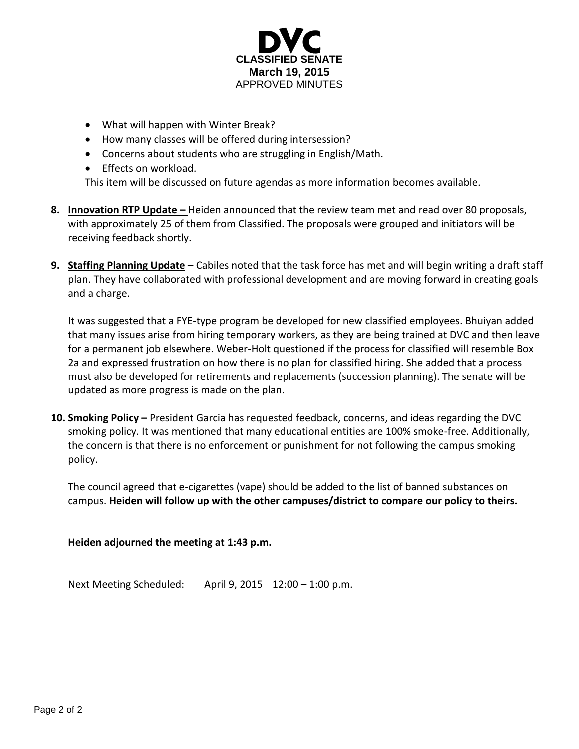- What will happen with Winter Break?
- How many classes will be offered during intersession?
- Concerns about students who are struggling in English/Math.
- Effects on workload.

This item will be discussed on future agendas as more information becomes available.

8. **Innovation RTP Update –** Heiden announced that the review team met and read over 80 proposals, with approximately 25 of them from Classified. The proposals were grouped and initiators will be receiving feedback shortly.

9. **Staffing Planning Update –** Cabiles noted that the task force has met and will begin writing a draft staff plan. They have collaborated with professional development and are moving forward in creating goals and a charge.

   It was suggested that a FYE-type program be developed for new classified employees. Bhuiyan added that many issues arise from hiring temporary workers, as they are being trained at DVC and then leave for a permanent job elsewhere. Weber-Holt questioned if the process for classified will resemble Box 2a and expressed frustration on how there is no plan for classified hiring. She added that a process must also be developed for retirements and replacements (succession planning). The senate will be updated as more progress is made on the plan.

10. **Smoking Policy –** President Garcia has requested feedback, concerns, and ideas regarding the DVC smoking policy. It was mentioned that many educational entities are 100% smoke-free. Additionally, the concern is that there is no enforcement or punishment for not following the campus smoking policy.

    The council agreed that e-cigarettes (vape) should be added to the list of banned substances on campus. **Heiden will follow up with the other campuses/district to compare our policy to theirs.**

**Heiden adjourned the meeting at 1:43 p.m.**

Next Meeting Scheduled: April 9, 2015 12:00 – 1:00 p.m.